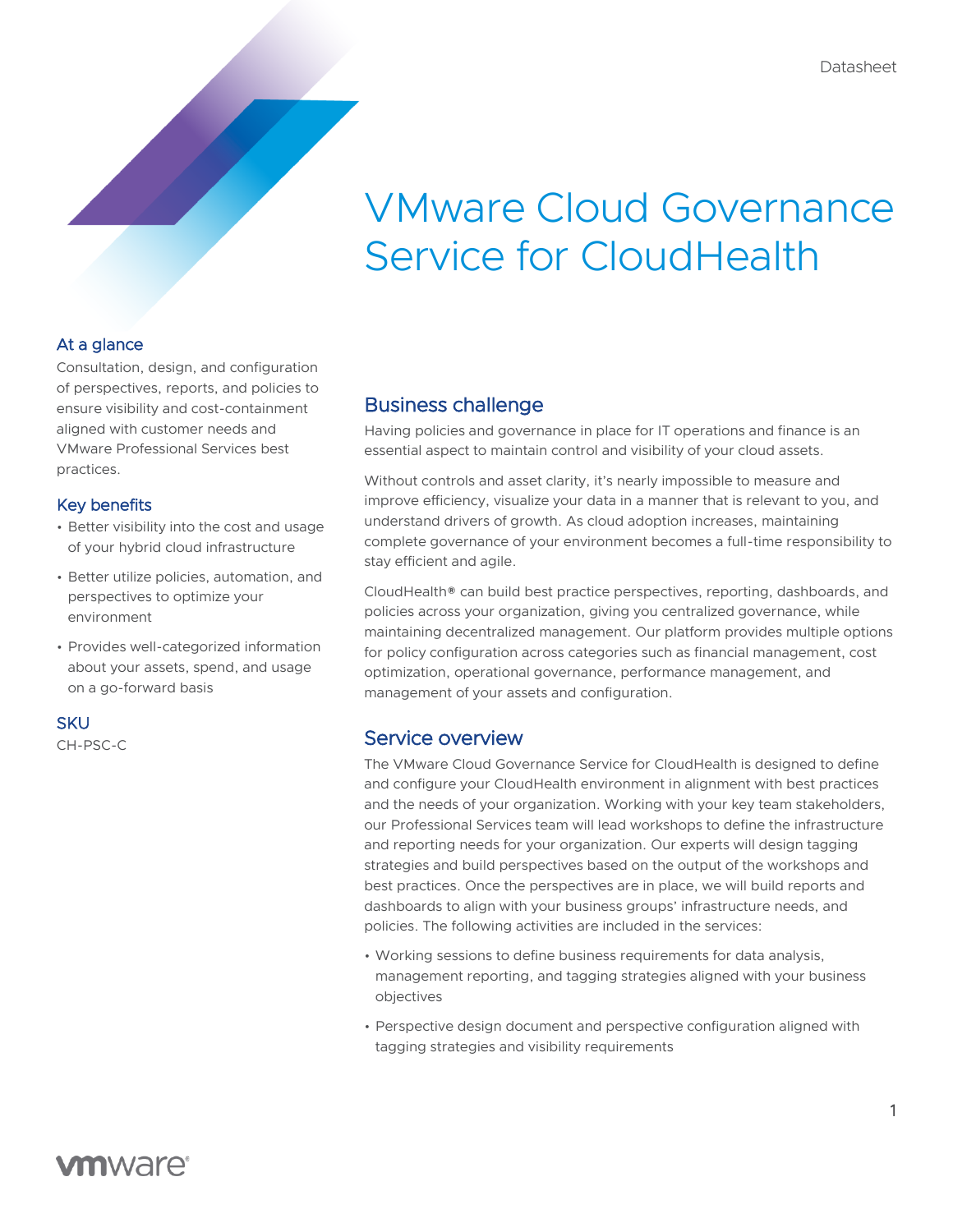Datasheet

# VMware Cloud Governance Service for CloudHealth

## At a glance

Consultation, design, and configuration of perspectives, reports, and policies to ensure visibility and cost-containment aligned with customer needs and VMware Professional Services best practices.

## Key benefits

- Better visibility into the cost and usage of your hybrid cloud infrastructure
- Better utilize policies, automation, and perspectives to optimize your environment
- Provides well-categorized information about your assets, spend, and usage on a go-forward basis

## SKU

CH-PSC-C

## Business challenge

Having policies and governance in place for IT operations and finance is an essential aspect to maintain control and visibility of your cloud assets.

Without controls and asset clarity, it's nearly impossible to measure and improve efficiency, visualize your data in a manner that is relevant to you, and understand drivers of growth. As cloud adoption increases, maintaining complete governance of your environment becomes a full-time responsibility to stay efficient and agile.

CloudHealth® can build best practice perspectives, reporting, dashboards, and policies across your organization, giving you centralized governance, while maintaining decentralized management. Our platform provides multiple options for policy configuration across categories such as financial management, cost optimization, operational governance, performance management, and management of your assets and configuration.

## Service overview

The VMware Cloud Governance Service for CloudHealth is designed to define and configure your CloudHealth environment in alignment with best practices and the needs of your organization. Working with your key team stakeholders, our Professional Services team will lead workshops to define the infrastructure and reporting needs for your organization. Our experts will design tagging strategies and build perspectives based on the output of the workshops and best practices. Once the perspectives are in place, we will build reports and dashboards to align with your business groups' infrastructure needs, and policies. The following activities are included in the services:

- Working sessions to define business requirements for data analysis, management reporting, and tagging strategies aligned with your business objectives
- Perspective design document and perspective configuration aligned with tagging strategies and visibility requirements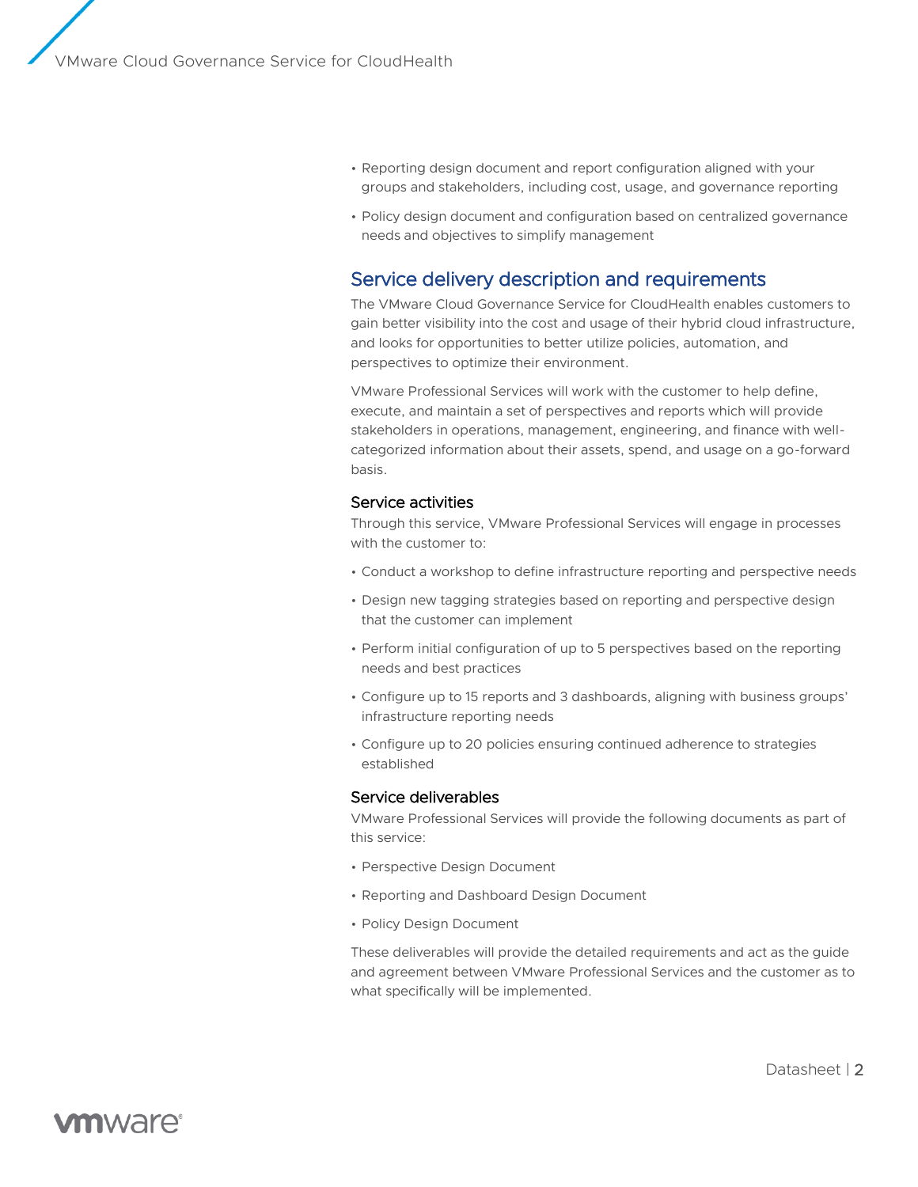- Reporting design document and report configuration aligned with your groups and stakeholders, including cost, usage, and governance reporting
- Policy design document and configuration based on centralized governance needs and objectives to simplify management

## Service delivery description and requirements

The VMware Cloud Governance Service for CloudHealth enables customers to gain better visibility into the cost and usage of their hybrid cloud infrastructure, and looks for opportunities to better utilize policies, automation, and perspectives to optimize their environment.

VMware Professional Services will work with the customer to help define, execute, and maintain a set of perspectives and reports which will provide stakeholders in operations, management, engineering, and finance with well-categorized information about their assets, spend, and usage on a go-forward basis.

### Service activities

Through this service, VMware Professional Services will engage in processes with the customer to:

- Conduct a workshop to define infrastructure reporting and perspective needs
- Design new tagging strategies based on reporting and perspective design that the customer can implement
- Perform initial configuration of up to 5 perspectives based on the reporting needs and best practices
- Configure up to 15 reports and 3 dashboards, aligning with business groups' infrastructure reporting needs
- Configure up to 20 policies ensuring continued adherence to strategies established

### Service deliverables

VMware Professional Services will provide the following documents as part of this service:

- Perspective Design Document
- Reporting and Dashboard Design Document
- Policy Design Document

These deliverables will provide the detailed requirements and act as the guide and agreement between VMware Professional Services and the customer as to what specifically will be implemented.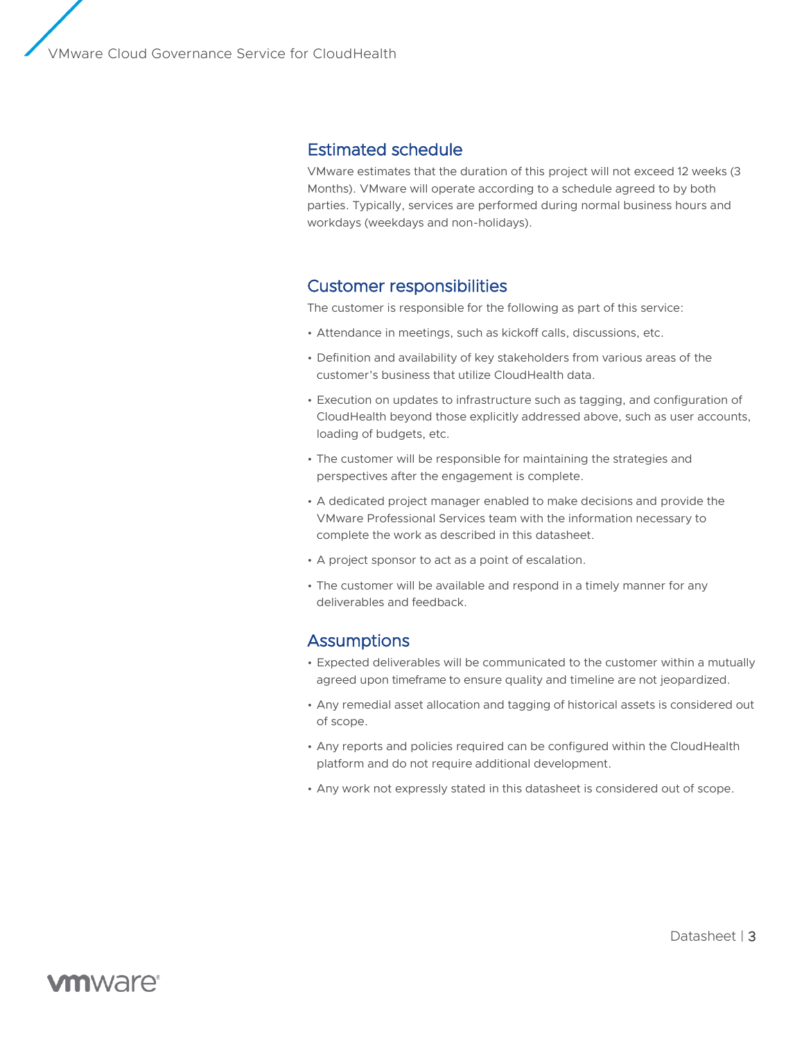## Estimated schedule

VMware estimates that the duration of this project will not exceed 12 weeks (3 Months). VMware will operate according to a schedule agreed to by both parties. Typically, services are performed during normal business hours and workdays (weekdays and non-holidays).

## Customer responsibilities

The customer is responsible for the following as part of this service:

- Attendance in meetings, such as kickoff calls, discussions, etc.
- Definition and availability of key stakeholders from various areas of the customer's business that utilize CloudHealth data.
- Execution on updates to infrastructure such as tagging, and configuration of CloudHealth beyond those explicitly addressed above, such as user accounts, loading of budgets, etc.
- The customer will be responsible for maintaining the strategies and perspectives after the engagement is complete.
- A dedicated project manager enabled to make decisions and provide the VMware Professional Services team with the information necessary to complete the work as described in this datasheet.
- A project sponsor to act as a point of escalation.
- The customer will be available and respond in a timely manner for any deliverables and feedback.

## Assumptions

- Expected deliverables will be communicated to the customer within a mutually agreed upon timeframe to ensure quality and timeline are not jeopardized.
- Any remedial asset allocation and tagging of historical assets is considered out of scope.
- Any reports and policies required can be configured within the CloudHealth platform and do not require additional development.
- Any work not expressly stated in this datasheet is considered out of scope.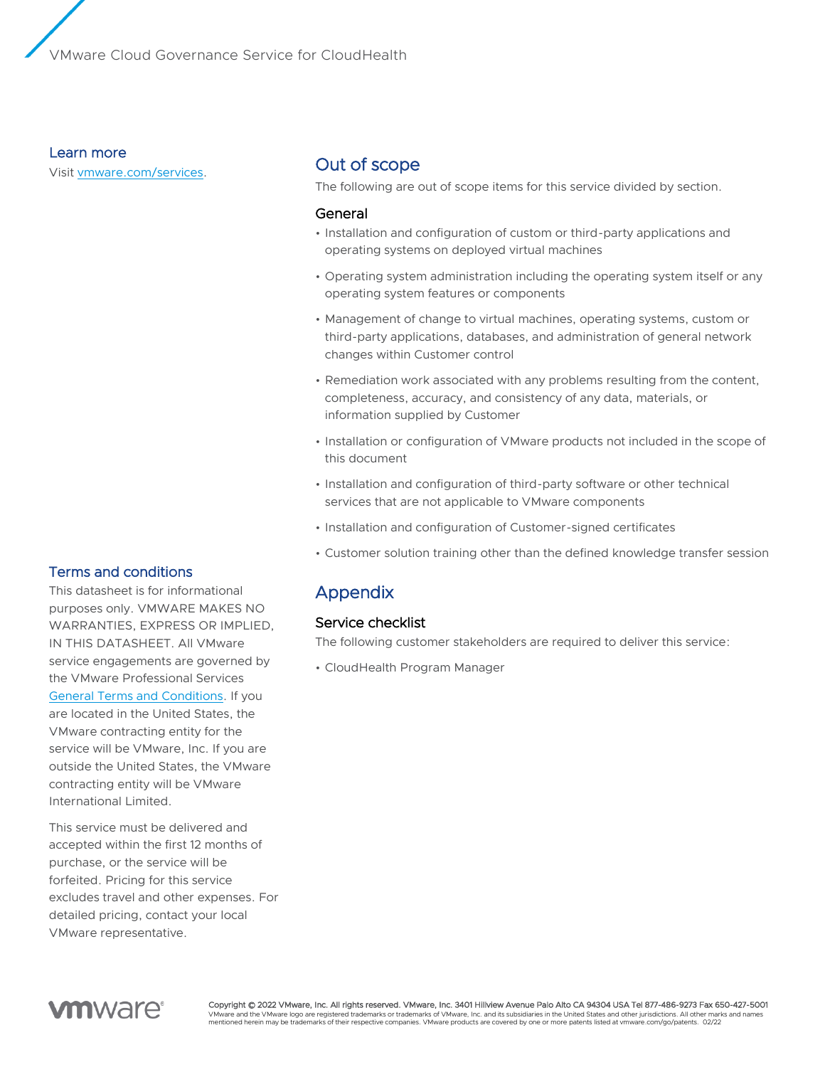## Learn more

Visit [vmware.com/services](vmware.com/services).

## Out of scope

The following are out of scope items for this service divided by section.

### General

- Installation and configuration of custom or third-party applications and operating systems on deployed virtual machines
- Operating system administration including the operating system itself or any operating system features or components
- Management of change to virtual machines, operating systems, custom or third-party applications, databases, and administration of general network changes within Customer control
- Remediation work associated with any problems resulting from the content, completeness, accuracy, and consistency of any data, materials, or information supplied by Customer
- Installation or configuration of VMware products not included in the scope of this document
- Installation and configuration of third-party software or other technical services that are not applicable to VMware components
- Installation and configuration of Customer-signed certificates
- Customer solution training other than the defined knowledge transfer session

## Appendix

### Service checklist

The following customer stakeholders are required to deliver this service:

- CloudHealth Program Manager

## Terms and conditions

This datasheet is for informational purposes only. VMWARE MAKES NO WARRANTIES, EXPRESS OR IMPLIED, IN THIS DATASHEET. All VMware service engagements are governed by the VMware Professional Services General Terms and Conditions. If you are located in the United States, the VMware contracting entity for the service will be VMware, Inc. If you are outside the United States, the VMware contracting entity will be VMware International Limited.

This service must be delivered and accepted within the first 12 months of purchase, or the service will be forfeited. Pricing for this service excludes travel and other expenses. For detailed pricing, contact your local VMware representative.

Copyright © 2022 VMware, Inc. All rights reserved. VMware, Inc. 3401 Hillview Avenue Palo Alto CA 94304 USA Tel 877-486-9273 Fax 650-427-5001 VMware and the VMware logo are registered trademarks or trademarks of VMware, Inc. and its subsidiaries in the United States and other jurisdictions. All other marks and names mentioned herein may be trademarks of their respective companies. VMware products are covered by one or more patents listed at vmware.com/go/patents. 02/22